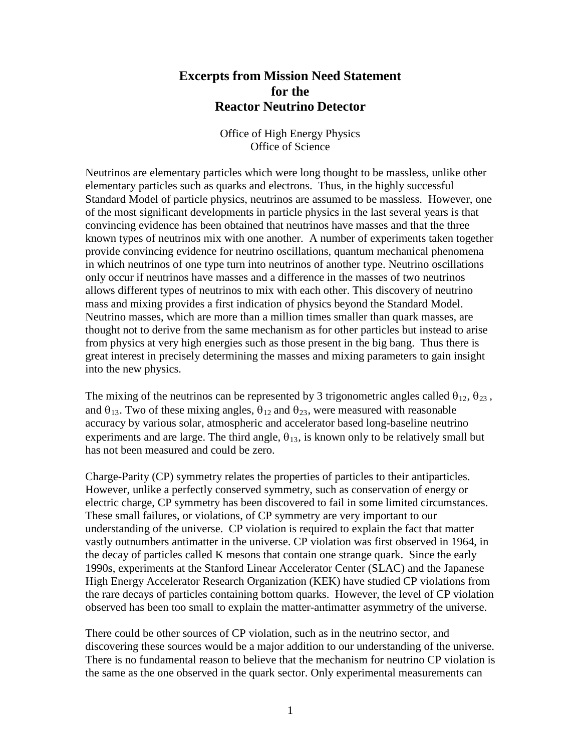# Excerpts from Mission Need Statement for the Reactor Neutrino Detector

Office of High Energy Physics
Office of Science

Neutrinos are elementary particles which were long thought to be massless, unlike other elementary particles such as quarks and electrons. Thus, in the highly successful Standard Model of particle physics, neutrinos are assumed to be massless. However, one of the most significant developments in particle physics in the last several years is that convincing evidence has been obtained that neutrinos have masses and that the three known types of neutrinos mix with one another. A number of experiments taken together provide convincing evidence for neutrino oscillations, quantum mechanical phenomena in which neutrinos of one type turn into neutrinos of another type. Neutrino oscillations only occur if neutrinos have masses and a difference in the masses of two neutrinos allows different types of neutrinos to mix with each other. This discovery of neutrino mass and mixing provides a first indication of physics beyond the Standard Model. Neutrino masses, which are more than a million times smaller than quark masses, are thought not to derive from the same mechanism as for other particles but instead to arise from physics at very high energies such as those present in the big bang. Thus there is great interest in precisely determining the masses and mixing parameters to gain insight into the new physics.

The mixing of the neutrinos can be represented by 3 trigonometric angles called $\theta_{12}$, $\theta_{23}$, and $\theta_{13}$. Two of these mixing angles, $\theta_{12}$ and $\theta_{23}$, were measured with reasonable accuracy by various solar, atmospheric and accelerator based long-baseline neutrino experiments and are large. The third angle, $\theta_{13}$, is known only to be relatively small but has not been measured and could be zero.

Charge-Parity (CP) symmetry relates the properties of particles to their antiparticles. However, unlike a perfectly conserved symmetry, such as conservation of energy or electric charge, CP symmetry has been discovered to fail in some limited circumstances. These small failures, or violations, of CP symmetry are very important to our understanding of the universe. CP violation is required to explain the fact that matter vastly outnumbers antimatter in the universe. CP violation was first observed in 1964, in the decay of particles called K mesons that contain one strange quark. Since the early 1990s, experiments at the Stanford Linear Accelerator Center (SLAC) and the Japanese High Energy Accelerator Research Organization (KEK) have studied CP violations from the rare decays of particles containing bottom quarks. However, the level of CP violation observed has been too small to explain the matter-antimatter asymmetry of the universe.

There could be other sources of CP violation, such as in the neutrino sector, and discovering these sources would be a major addition to our understanding of the universe. There is no fundamental reason to believe that the mechanism for neutrino CP violation is the same as the one observed in the quark sector. Only experimental measurements can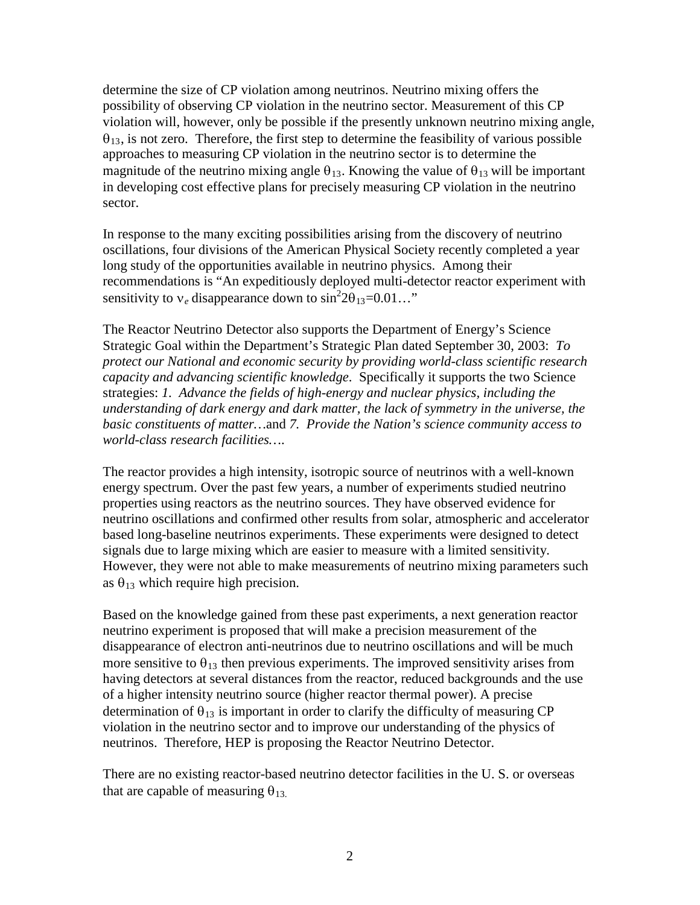determine the size of CP violation among neutrinos. Neutrino mixing offers the possibility of observing CP violation in the neutrino sector. Measurement of this CP violation will, however, only be possible if the presently unknown neutrino mixing angle, $\theta_{13}$, is not zero. Therefore, the first step to determine the feasibility of various possible approaches to measuring CP violation in the neutrino sector is to determine the magnitude of the neutrino mixing angle $\theta_{13}$. Knowing the value of $\theta_{13}$ will be important in developing cost effective plans for precisely measuring CP violation in the neutrino sector.

In response to the many exciting possibilities arising from the discovery of neutrino oscillations, four divisions of the American Physical Society recently completed a year long study of the opportunities available in neutrino physics. Among their recommendations is "An expeditiously deployed multi-detector reactor experiment with sensitivity to $\nu_e$ disappearance down to $\sin^2 2\theta_{13}$=0.01…"

The Reactor Neutrino Detector also supports the Department of Energy's Science Strategic Goal within the Department's Strategic Plan dated September 30, 2003: *To protect our National and economic security by providing world-class scientific research capacity and advancing scientific knowledge*. Specifically it supports the two Science strategies: *1. Advance the fields of high-energy and nuclear physics, including the understanding of dark energy and dark matter, the lack of symmetry in the universe, the basic constituents of matter…*and *7. Provide the Nation's science community access to world-class research facilities….*

The reactor provides a high intensity, isotropic source of neutrinos with a well-known energy spectrum. Over the past few years, a number of experiments studied neutrino properties using reactors as the neutrino sources. They have observed evidence for neutrino oscillations and confirmed other results from solar, atmospheric and accelerator based long-baseline neutrinos experiments. These experiments were designed to detect signals due to large mixing which are easier to measure with a limited sensitivity. However, they were not able to make measurements of neutrino mixing parameters such as $\theta_{13}$ which require high precision.

Based on the knowledge gained from these past experiments, a next generation reactor neutrino experiment is proposed that will make a precision measurement of the disappearance of electron anti-neutrinos due to neutrino oscillations and will be much more sensitive to $\theta_{13}$ then previous experiments. The improved sensitivity arises from having detectors at several distances from the reactor, reduced backgrounds and the use of a higher intensity neutrino source (higher reactor thermal power). A precise determination of $\theta_{13}$ is important in order to clarify the difficulty of measuring CP violation in the neutrino sector and to improve our understanding of the physics of neutrinos. Therefore, HEP is proposing the Reactor Neutrino Detector.

There are no existing reactor-based neutrino detector facilities in the U. S. or overseas that are capable of measuring $\theta_{13.}$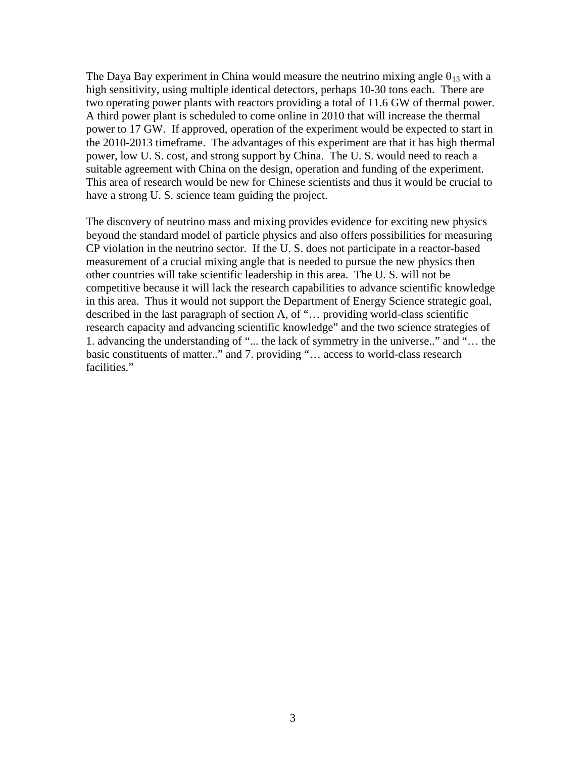The Daya Bay experiment in China would measure the neutrino mixing angle $\theta_{13}$ with a high sensitivity, using multiple identical detectors, perhaps 10-30 tons each. There are two operating power plants with reactors providing a total of 11.6 GW of thermal power. A third power plant is scheduled to come online in 2010 that will increase the thermal power to 17 GW. If approved, operation of the experiment would be expected to start in the 2010-2013 timeframe. The advantages of this experiment are that it has high thermal power, low U. S. cost, and strong support by China. The U. S. would need to reach a suitable agreement with China on the design, operation and funding of the experiment. This area of research would be new for Chinese scientists and thus it would be crucial to have a strong U. S. science team guiding the project.

The discovery of neutrino mass and mixing provides evidence for exciting new physics beyond the standard model of particle physics and also offers possibilities for measuring CP violation in the neutrino sector. If the U. S. does not participate in a reactor-based measurement of a crucial mixing angle that is needed to pursue the new physics then other countries will take scientific leadership in this area. The U. S. will not be competitive because it will lack the research capabilities to advance scientific knowledge in this area. Thus it would not support the Department of Energy Science strategic goal, described in the last paragraph of section A, of "… providing world-class scientific research capacity and advancing scientific knowledge" and the two science strategies of 1. advancing the understanding of "... the lack of symmetry in the universe.." and "… the basic constituents of matter.." and 7. providing "… access to world-class research facilities."